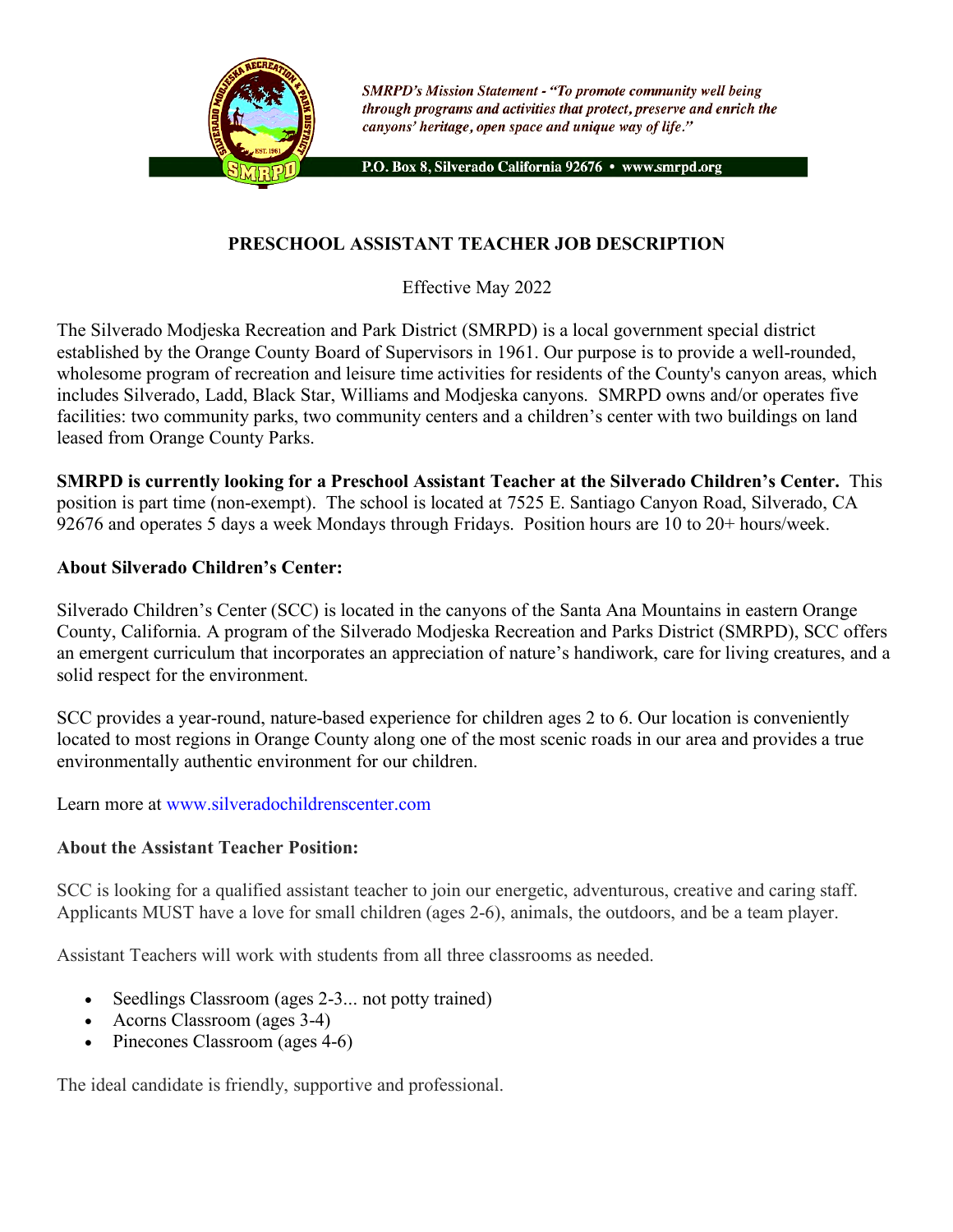*SMRPD's Mission Statement - "To promote community well being through programs and activities that protect, preserve and enrich the canyons' heritage, open space and unique way of life."*

**P.O. Box 8, Silverado California 92676 • www.smrpd.org**

# PRESCHOOL ASSISTANT TEACHER JOB DESCRIPTION

Effective May 2022

The Silverado Modjeska Recreation and Park District (SMRPD) is a local government special district established by the Orange County Board of Supervisors in 1961. Our purpose is to provide a well-rounded, wholesome program of recreation and leisure time activities for residents of the County's canyon areas, which includes Silverado, Ladd, Black Star, Williams and Modjeska canyons. SMRPD owns and/or operates five facilities: two community parks, two community centers and a children's center with two buildings on land leased from Orange County Parks.

**SMRPD is currently looking for a Preschool Assistant Teacher at the Silverado Children's Center.** This position is part time (non-exempt). The school is located at 7525 E. Santiago Canyon Road, Silverado, CA 92676 and operates 5 days a week Mondays through Fridays. Position hours are 10 to 20+ hours/week.

**About Silverado Children's Center:**

Silverado Children's Center (SCC) is located in the canyons of the Santa Ana Mountains in eastern Orange County, California. A program of the Silverado Modjeska Recreation and Parks District (SMRPD), SCC offers an emergent curriculum that incorporates an appreciation of nature's handiwork, care for living creatures, and a solid respect for the environment.

SCC provides a year-round, nature-based experience for children ages 2 to 6. Our location is conveniently located to most regions in Orange County along one of the most scenic roads in our area and provides a true environmentally authentic environment for our children.

Learn more at www.silveradochildrenscenter.com

**About the Assistant Teacher Position:**

SCC is looking for a qualified assistant teacher to join our energetic, adventurous, creative and caring staff. Applicants MUST have a love for small children (ages 2-6), animals, the outdoors, and be a team player.

Assistant Teachers will work with students from all three classrooms as needed.

- Seedlings Classroom (ages 2-3... not potty trained)
- Acorns Classroom (ages 3-4)
- Pinecones Classroom (ages 4-6)

The ideal candidate is friendly, supportive and professional.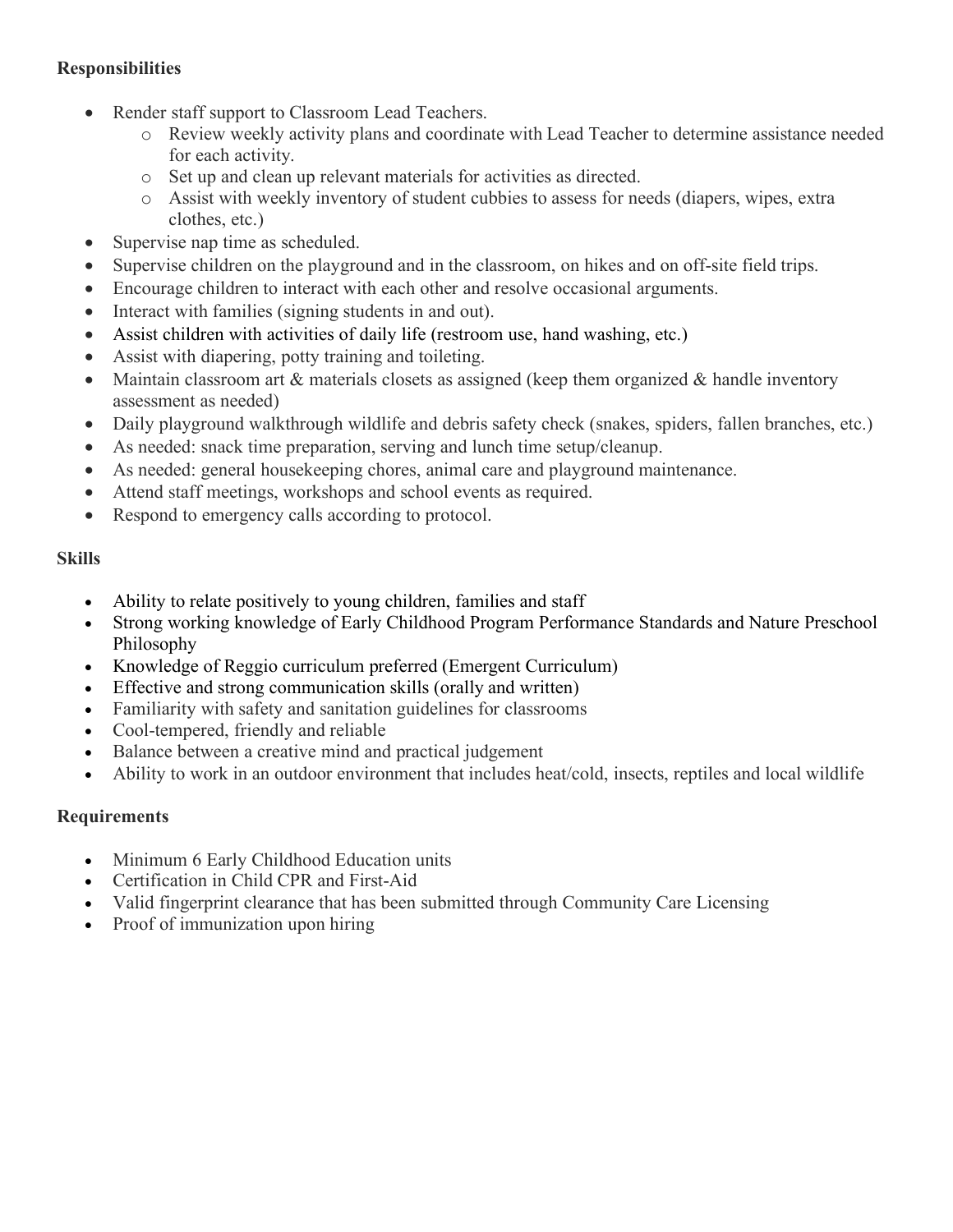**Responsibilities**

- Render staff support to Classroom Lead Teachers.
  - Review weekly activity plans and coordinate with Lead Teacher to determine assistance needed for each activity.
  - Set up and clean up relevant materials for activities as directed.
  - Assist with weekly inventory of student cubbies to assess for needs (diapers, wipes, extra clothes, etc.)
- Supervise nap time as scheduled.
- Supervise children on the playground and in the classroom, on hikes and on off-site field trips.
- Encourage children to interact with each other and resolve occasional arguments.
- Interact with families (signing students in and out).
- Assist children with activities of daily life (restroom use, hand washing, etc.)
- Assist with diapering, potty training and toileting.
- Maintain classroom art & materials closets as assigned (keep them organized & handle inventory assessment as needed)
- Daily playground walkthrough wildlife and debris safety check (snakes, spiders, fallen branches, etc.)
- As needed: snack time preparation, serving and lunch time setup/cleanup.
- As needed: general housekeeping chores, animal care and playground maintenance.
- Attend staff meetings, workshops and school events as required.
- Respond to emergency calls according to protocol.

**Skills**

- Ability to relate positively to young children, families and staff
- Strong working knowledge of Early Childhood Program Performance Standards and Nature Preschool Philosophy
- Knowledge of Reggio curriculum preferred (Emergent Curriculum)
- Effective and strong communication skills (orally and written)
- Familiarity with safety and sanitation guidelines for classrooms
- Cool-tempered, friendly and reliable
- Balance between a creative mind and practical judgement
- Ability to work in an outdoor environment that includes heat/cold, insects, reptiles and local wildlife

**Requirements**

- Minimum 6 Early Childhood Education units
- Certification in Child CPR and First-Aid
- Valid fingerprint clearance that has been submitted through Community Care Licensing
- Proof of immunization upon hiring